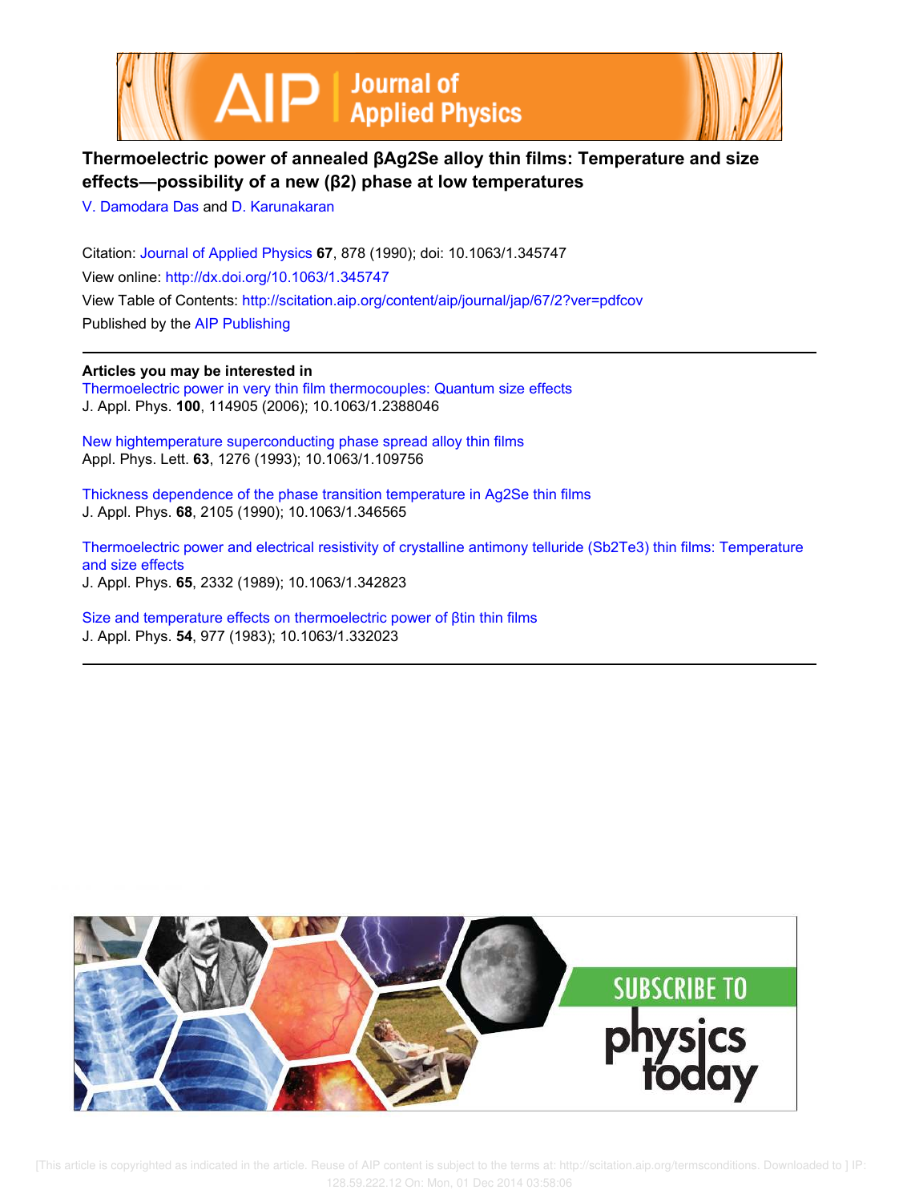# Thermoelectric power of annealed βAg2Se alloy thin films: Temperature and size effects—possibility of a new (β2) phase at low temperatures

V. Damodara Das and D. Karunakaran

Citation: Journal of Applied Physics **67**, 878 (1990); doi: 10.1063/1.345747

View online: http://dx.doi.org/10.1063/1.345747

View Table of Contents: http://scitation.aip.org/content/aip/journal/jap/67/2?ver=pdfcov

Published by the AIP Publishing

---

**Articles you may be interested in**

Thermoelectric power in very thin film thermocouples: Quantum size effects
J. Appl. Phys. **100**, 114905 (2006); 10.1063/1.2388046

New hightemperature superconducting phase spread alloy thin films
Appl. Phys. Lett. **63**, 1276 (1993); 10.1063/1.109756

Thickness dependence of the phase transition temperature in Ag2Se thin films
J. Appl. Phys. **68**, 2105 (1990); 10.1063/1.346565

Thermoelectric power and electrical resistivity of crystalline antimony telluride (Sb2Te3) thin films: Temperature and size effects
J. Appl. Phys. **65**, 2332 (1989); 10.1063/1.342823

Size and temperature effects on thermoelectric power of βtin thin films
J. Appl. Phys. **54**, 977 (1983); 10.1063/1.332023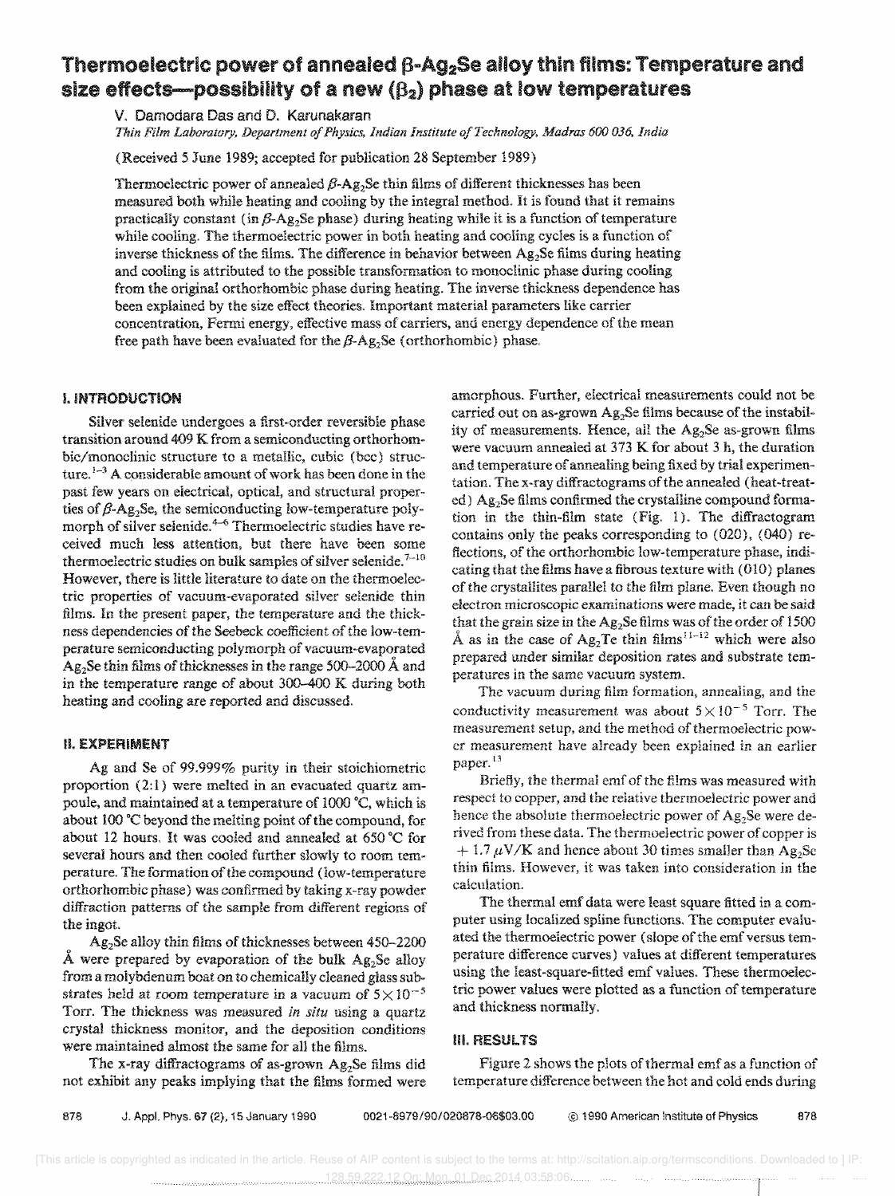# Thermoelectric power of annealed β-$Ag_2Se$ alloy thin films: Temperature and size effects—possibility of a new ($\beta_2$) phase at low temperatures

V. Damodara Das and D. Karunakaran

*Thin Film Laboratory, Department of Physics, Indian Institute of Technology, Madras 600 036, India*

(Received 5 June 1989; accepted for publication 28 September 1989)

Thermoelectric power of annealed β-$Ag_2Se$ thin films of different thicknesses has been measured both while heating and cooling by the integral method. It is found that it remains practically constant (in β-$Ag_2Se$ phase) during heating while it is a function of temperature while cooling. The thermoelectric power in both heating and cooling cycles is a function of inverse thickness of the films. The difference in behavior between $Ag_2Se$ films during heating and cooling is attributed to the possible transformation to monoclinic phase during cooling from the original orthorhombic phase during heating. The inverse thickness dependence has been explained by the size effect theories. Important material parameters like carrier concentration, Fermi energy, effective mass of carriers, and energy dependence of the mean free path have been evaluated for the β-$Ag_2Se$ (orthorhombic) phase.

## I. INTRODUCTION

Silver selenide undergoes a first-order reversible phase transition around 409 K from a semiconducting orthorhombic/monoclinic structure to a metallic, cubic (bcc) structure.[1–3] A considerable amount of work has been done in the past few years on electrical, optical, and structural properties of β-$Ag_2Se$, the semiconducting low-temperature polymorph of silver selenide.[4–6] Thermoelectric studies have received much less attention, but there have been some thermoelectric studies on bulk samples of silver selenide.[7–10] However, there is little literature to date on the thermoelectric properties of vacuum-evaporated silver selenide thin films. In the present paper, the temperature and the thickness dependencies of the Seebeck coefficient of the low-temperature semiconducting polymorph of vacuum-evaporated $Ag_2Se$ thin films of thicknesses in the range 500–2000 Å and in the temperature range of about 300–400 K during both heating and cooling are reported and discussed.

## II. EXPERIMENT

Ag and Se of 99.999% purity in their stoichiometric proportion (2:1) were melted in an evacuated quartz ampoule, and maintained at a temperature of 1000 °C, which is about 100 °C beyond the melting point of the compound, for about 12 hours. It was cooled and annealed at 650 °C for several hours and then cooled further slowly to room temperature. The formation of the compound (low-temperature orthorhombic phase) was confirmed by taking x-ray powder diffraction patterns of the sample from different regions of the ingot.

$Ag_2Se$ alloy thin films of thicknesses between 450–2200 Å were prepared by evaporation of the bulk $Ag_2Se$ alloy from a molybdenum boat on to chemically cleaned glass substrates held at room temperature in a vacuum of $5\times10^{-5}$ Torr. The thickness was measured *in situ* using a quartz crystal thickness monitor, and the deposition conditions were maintained almost the same for all the films.

The x-ray diffractograms of as-grown $Ag_2Se$ films did not exhibit any peaks implying that the films formed were amorphous. Further, electrical measurements could not be carried out on as-grown $Ag_2Se$ films because of the instability of measurements. Hence, all the $Ag_2Se$ as-grown films were vacuum annealed at 373 K for about 3 h, the duration and temperature of annealing being fixed by trial experimentation. The x-ray diffractograms of the annealed (heat-treated) $Ag_2Se$ films confirmed the crystalline compound formation in the thin-film state (Fig. 1). The diffractogram contains only the peaks corresponding to (020), (040) reflections, of the orthorhombic low-temperature phase, indicating that the films have a fibrous texture with (010) planes of the crystallites parallel to the film plane. Even though no electron microscopic examinations were made, it can be said that the grain size in the $Ag_2Se$ films was of the order of 1500 Å as in the case of $Ag_2Te$ thin films[11–12] which were also prepared under similar deposition rates and substrate temperatures in the same vacuum system.

The vacuum during film formation, annealing, and the conductivity measurement was about $5\times10^{-5}$ Torr. The measurement setup, and the method of thermoelectric power measurement have already been explained in an earlier paper.[13]

Briefly, the thermal emf of the films was measured with respect to copper, and the relative thermoelectric power and hence the absolute thermoelectric power of $Ag_2Se$ were derived from these data. The thermoelectric power of copper is $+1.7\ \mu$V/K and hence about 30 times smaller than $Ag_2Se$ thin films. However, it was taken into consideration in the calculation.

The thermal emf data were least square fitted in a computer using localized spline functions. The computer evaluated the thermoelectric power (slope of the emf versus temperature difference curves) values at different temperatures using the least-square-fitted emf values. These thermoelectric power values were plotted as a function of temperature and thickness normally.

## III. RESULTS

Figure 2 shows the plots of thermal emf as a function of temperature difference between the hot and cold ends during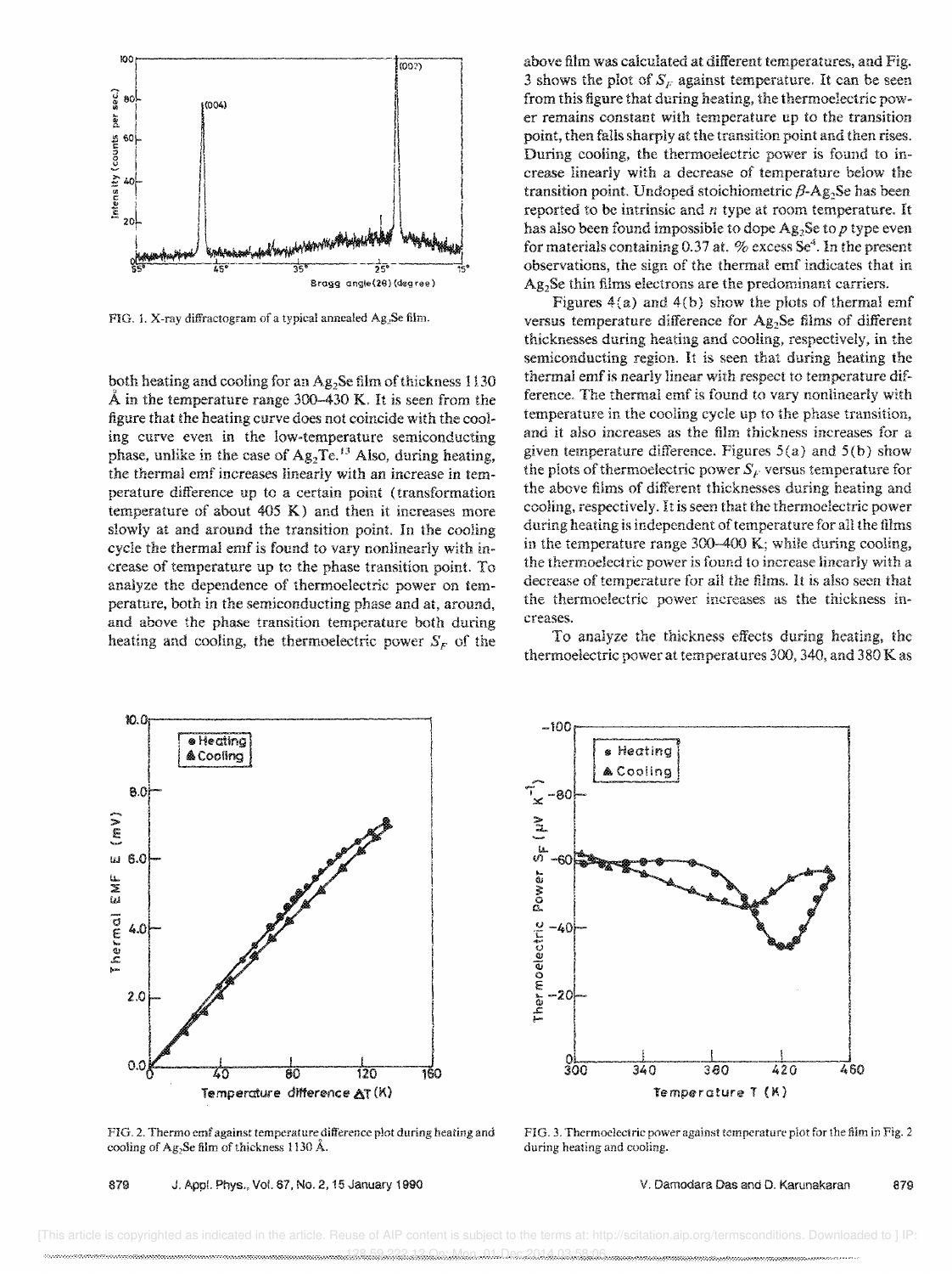FIG. 1. X-ray diffractogram of a typical annealed $Ag_2Se$ film.

both heating and cooling for an $Ag_2Se$ film of thickness 1130 Å in the temperature range 300–430 K. It is seen from the figure that the heating curve does not coincide with the cooling curve even in the low-temperature semiconducting phase, unlike in the case of $Ag_2Te$.[13] Also, during heating, the thermal emf increases linearly with an increase in temperature difference up to a certain point (transformation temperature of about 405 K) and then it increases more slowly at and around the transition point. In the cooling cycle the thermal emf is found to vary nonlinearly with increase of temperature up to the phase transition point. To analyze the dependence of thermoelectric power on temperature, both in the semiconducting phase and at, around, and above the phase transition temperature both during heating and cooling, the thermoelectric power $S_F$ of the above film was calculated at different temperatures, and Fig. 3 shows the plot of $S_F$ against temperature. It can be seen from this figure that during heating, the thermoelectric power remains constant with temperature up to the transition point, then falls sharply at the transition point and then rises. During cooling, the thermoelectric power is found to increase linearly with a decrease of temperature below the transition point. Undoped stoichiometric $\beta$-$Ag_2Se$ has been reported to be intrinsic and $n$ type at room temperature. It has also been found impossible to dope $Ag_2Se$ to $p$ type even for materials containing 0.37 at. % excess Se[4]. In the present observations, the sign of the thermal emf indicates that in $Ag_2Se$ thin films electrons are the predominant carriers.

Figures 4(a) and 4(b) show the plots of thermal emf versus temperature difference for $Ag_2Se$ films of different thicknesses during heating and cooling, respectively, in the semiconducting region. It is seen that during heating the thermal emf is nearly linear with respect to temperature difference. The thermal emf is found to vary nonlinearly with temperature in the cooling cycle up to the phase transition, and it also increases as the film thickness increases for a given temperature difference. Figures 5(a) and 5(b) show the plots of thermoelectric power $S_F$ versus temperature for the above films of different thicknesses during heating and cooling, respectively. It is seen that the thermoelectric power during heating is independent of temperature for all the films in the temperature range 300–400 K; while during cooling, the thermoelectric power is found to increase linearly with a decrease of temperature for all the films. It is also seen that the thermoelectric power increases as the thickness increases.

To analyze the thickness effects during heating, the thermoelectric power at temperatures 300, 340, and 380 K as

FIG. 2. Thermo emf against temperature difference plot during heating and cooling of $Ag_2Se$ film of thickness 1130 Å.

FIG. 3. Thermoelectric power against temperature plot for the film in Fig. 2 during heating and cooling.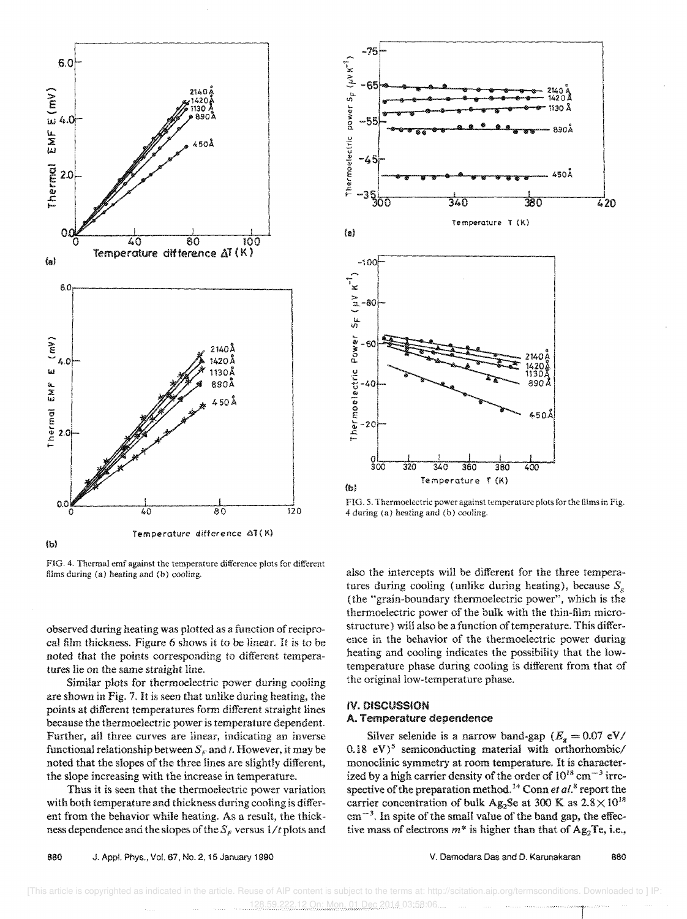FIG. 4. Thermal emf against the temperature difference plots for different films during (a) heating and (b) cooling.

FIG. 5. Thermoelectric power against temperature plots for the films in Fig. 4 during (a) heating and (b) cooling.

observed during heating was plotted as a function of reciprocal film thickness. Figure 6 shows it to be linear. It is to be noted that the points corresponding to different temperatures lie on the same straight line.

Similar plots for thermoelectric power during cooling are shown in Fig. 7. It is seen that unlike during heating, the points at different temperatures form different straight lines because the thermoelectric power is temperature dependent. Further, all three curves are linear, indicating an inverse functional relationship between $S_F$ and $t$. However, it may be noted that the slopes of the three lines are slightly different, the slope increasing with the increase in temperature.

Thus it is seen that the thermoelectric power variation with both temperature and thickness during cooling is different from the behavior while heating. As a result, the thickness dependence and the slopes of the $S_F$ versus $1/t$ plots and also the intercepts will be different for the three temperatures during cooling (unlike during heating), because $S_g$ (the "grain-boundary thermoelectric power", which is the thermoelectric power of the bulk with the thin-film microstructure) will also be a function of temperature. This difference in the behavior of the thermoelectric power during heating and cooling indicates the possibility that the low-temperature phase during cooling is different from that of the original low-temperature phase.

## IV. DISCUSSION

### A. Temperature dependence

Silver selenide is a narrow band-gap ($E_g = 0.07$ eV/ $0.18$ eV)[5] semiconducting material with orthorhombic/ monoclinic symmetry at room temperature. It is characterized by a high carrier density of the order of $10^{18}$ cm$^{-3}$ irrespective of the preparation method.[14] Conn *et al.*[8] report the carrier concentration of bulk $Ag_2Se$ at 300 K as $2.8 \times 10^{18}$ cm$^{-3}$. In spite of the small value of the band gap, the effective mass of electrons $m^*$ is higher than that of $Ag_2Te$, i.e.,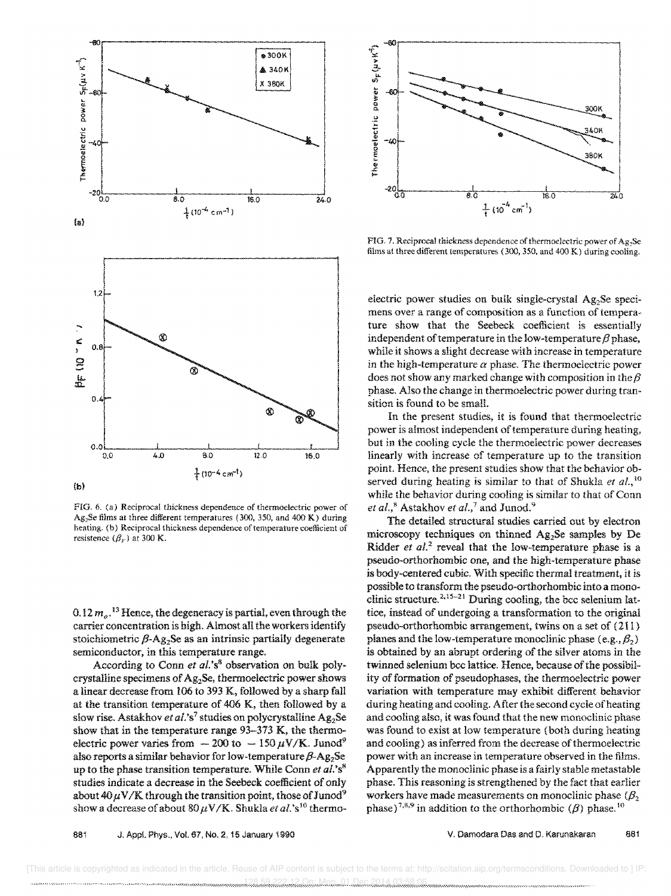FIG. 6. (a) Reciprocal thickness dependence of thermoelectric power of $Ag_2Se$ films at three different temperatures (300, 350, and 400 K) during heating. (b) Reciprocal thickness dependence of temperature coefficient of resistence ($\beta_F$) at 300 K.

FIG. 7. Reciprocal thickness dependence of thermoelectric power of $Ag_2Se$ films at three different temperatures (300, 350, and 400 K) during cooling.

$0.12\,m_o$.[13] Hence, the degeneracy is partial, even through the carrier concentration is high. Almost all the workers identify stoichiometric $\beta$-$Ag_2Se$ as an intrinsic partially degenerate semiconductor, in this temperature range.

According to Conn *et al.*'s[8] observation on bulk polycrystalline specimens of $Ag_2Se$, thermoelectric power shows a linear decrease from 106 to 393 K, followed by a sharp fall at the transition temperature of 406 K, then followed by a slow rise. Astakhov *et al.*'s[7] studies on polycrystalline $Ag_2Se$ show that in the temperature range 93–373 K, the thermoelectric power varies from $-200$ to $-150\,\mu V/K$. Junod[9] also reports a similar behavior for low-temperature $\beta$-$Ag_2Se$ up to the phase transition temperature. While Conn *et al.*'s[8] studies indicate a decrease in the Seebeck coefficient of only about $40\,\mu V/K$ through the transition point, those of Junod[9] show a decrease of about $80\,\mu V/K$. Shukla *et al.*'s[10] thermoelectric power studies on bulk single-crystal $Ag_2Se$ specimens over a range of composition as a function of temperature show that the Seebeck coefficient is essentially independent of temperature in the low-temperature $\beta$ phase, while it shows a slight decrease with increase in temperature in the high-temperature $\alpha$ phase. The thermoelectric power does not show any marked change with composition in the $\beta$ phase. Also the change in thermoelectric power during transition is found to be small.

In the present studies, it is found that thermoelectric power is almost independent of temperature during heating, but in the cooling cycle the thermoelectric power decreases linearly with increase of temperature up to the transition point. Hence, the present studies show that the behavior observed during heating is similar to that of Shukla *et al.*,[10] while the behavior during cooling is similar to that of Conn *et al.*,[8] Astakhov *et al.*,[7] and Junod.[9]

The detailed structural studies carried out by electron microscopy techniques on thinned $Ag_2Se$ samples by De Ridder *et al.*[2] reveal that the low-temperature phase is a pseudo-orthorhombic one, and the high-temperature phase is body-centered cubic. With specific thermal treatment, it is possible to transform the pseudo-orthorhombic into a monoclinic structure.[2,15–21] During cooling, the bcc selenium lattice, instead of undergoing a transformation to the original pseudo-orthorhombic arrangement, twins on a set of (211) planes and the low-temperature monoclinic phase (e.g., $\beta_2$) is obtained by an abrupt ordering of the silver atoms in the twinned selenium bcc lattice. Hence, because of the possibility of formation of pseudophases, the thermoelectric power variation with temperature may exhibit different behavior during heating and cooling. After the second cycle of heating and cooling also, it was found that the new monoclinic phase was found to exist at low temperature (both during heating and cooling) as inferred from the decrease of thermoelectric power with an increase in temperature observed in the films. Apparently the monoclinic phase is a fairly stable metastable phase. This reasoning is strengthened by the fact that earlier workers have made measurements on monoclinic phase ($\beta_2$ phase)[7,8,9] in addition to the orthorhombic ($\beta$) phase.[10]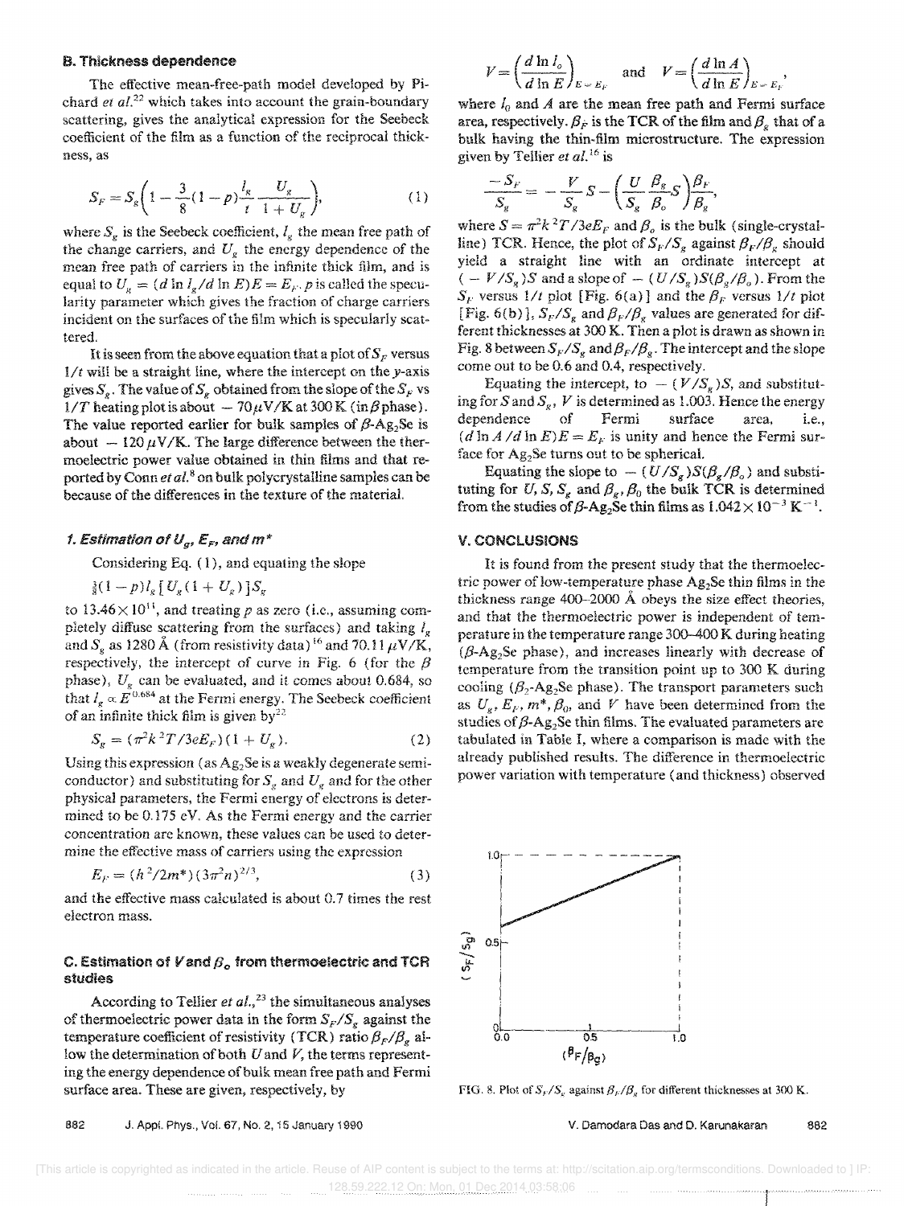## B. Thickness dependence

The effective mean-free-path model developed by Pichard *et al.*[22] which takes into account the grain-boundary scattering, gives the analytical expression for the Seebeck coefficient of the film as a function of the reciprocal thickness, as

$$S_F = S_g\left(1 - \frac{3}{8}(1-p)\frac{l_g}{t}\frac{U_g}{1+U_g}\right), \quad (1)$$

where $S_g$ is the Seebeck coefficient, $l_g$ the mean free path of the change carriers, and $U_g$ the energy dependence of the mean free path of carriers in the infinite thick film, and is equal to $U_g = (d \ln l_g / d \ln E)E = E_F$. $p$ is called the specularity parameter which gives the fraction of charge carriers incident on the surfaces of the film which is specularly scattered.

It is seen from the above equation that a plot of $S_F$ versus $1/t$ will be a straight line, where the intercept on the $y$-axis gives $S_g$. The value of $S_g$ obtained from the slope of the $S_F$ vs $1/T$ heating plot is about $-70\,\mu$V/K at 300 K (in $\beta$ phase). The value reported earlier for bulk samples of $\beta$-$Ag_2Se$ is about $-120\,\mu$V/K. The large difference between the thermoelectric power value obtained in thin films and that reported by Conn *et al.*[8] on bulk polycrystalline samples can be because of the differences in the texture of the material.

### 1. Estimation of $U_g$, $E_F$, and $m^*$

Considering Eq. (1), and equating the slope

$\frac{3}{8}(1-p)l_g[U_g(1+U_g)]S_g$

to $13.46\times 10^{11}$, and treating $p$ as zero (i.e., assuming completely diffuse scattering from the surfaces) and taking $l_g$ and $S_g$ as 1280 Å (from resistivity data)[16] and $70.11\,\mu$V/K, respectively, the intercept of curve in Fig. 6 (for the $\beta$ phase), $U_g$ can be evaluated, and it comes about 0.684, so that $l_g \propto E^{0.684}$ at the Fermi energy. The Seebeck coefficient of an infinite thick film is given by[22]

$$S_g = (\pi^2 k^2 T / 3eE_F)(1+U_g). \quad (2)$$

Using this expression (as $Ag_2Se$ is a weakly degenerate semiconductor) and substituting for $S_g$ and $U_g$ and for the other physical parameters, the Fermi energy of electrons is determined to be 0.175 eV. As the Fermi energy and the carrier concentration are known, these values can be used to determine the effective mass of carriers using the expression

$$E_F = (h^2/2m^*)(3\pi^2 n)^{2/3}, \quad (3)$$

and the effective mass calculated is about 0.7 times the rest electron mass.

## C. Estimation of $V$ and $\beta_o$ from thermoelectric and TCR studies

According to Tellier *et al.*,[23] the simultaneous analyses of thermoelectric power data in the form $S_F/S_g$ against the temperature coefficient of resistivity (TCR) ratio $\beta_F/\beta_g$ allow the determination of both $U$ and $V$, the terms representing the energy dependence of bulk mean free path and Fermi surface area. These are given, respectively, by

$$V = \left(\frac{d \ln l_o}{d \ln E}\right)_{E=E_F} \quad \text{and} \quad V = \left(\frac{d \ln A}{d \ln E}\right)_{E=E_F},$$

where $l_0$ and $A$ are the mean free path and Fermi surface area, respectively. $\beta_F$ is the TCR of the film and $\beta_g$ that of a bulk having the thin-film microstructure. The expression given by Tellier *et al.*[16] is

$$\frac{-S_F}{S_g} = -\frac{V}{S_g}S - \left(\frac{U}{S_g}\frac{\beta_g}{\beta_o}S\right)\frac{\beta_F}{\beta_g},$$

where $S = \pi^2 k^2 T / 3eE_F$ and $\beta_o$ is the bulk (single-crystalline) TCR. Hence, the plot of $S_F/S_g$ against $\beta_F/\beta_g$ should yield a straight line with an ordinate intercept at $(-V/S_g)S$ and a slope of $-(U/S_g)S(\beta_g/\beta_o)$. From the $S_F$ versus $1/t$ plot [Fig. 6(a)] and the $\beta_F$ versus $1/t$ plot [Fig. 6(b)], $S_F/S_g$ and $\beta_F/\beta_g$ values are generated for different thicknesses at 300 K. Then a plot is drawn as shown in Fig. 8 between $S_F/S_g$ and $\beta_F/\beta_g$. The intercept and the slope come out to be 0.6 and 0.4, respectively.

Equating the intercept, to $-(V/S_g)S$, and substituting for $S$ and $S_g$, $V$ is determined as 1.003. Hence the energy dependence of Fermi surface area, i.e., $(d \ln A / d \ln E)E = E_F$ is unity and hence the Fermi surface for $Ag_2Se$ turns out to be spherical.

Equating the slope to $-(U/S_g)S(\beta_g/\beta_o)$ and substituting for $U$, $S$, $S_g$ and $\beta_g$, $\beta_0$ the bulk TCR is determined from the studies of $\beta$-$Ag_2Se$ thin films as $1.042\times 10^{-3}\,K^{-1}$.

## V. CONCLUSIONS

It is found from the present study that the thermoelectric power of low-temperature phase $Ag_2Se$ thin films in the thickness range 400–2000 Å obeys the size effect theories, and that the thermoelectric power is independent of temperature in the temperature range 300–400 K during heating ($\beta$-$Ag_2Se$ phase), and increases linearly with decrease of temperature from the transition point up to 300 K during cooling ($\beta_2$-$Ag_2Se$ phase). The transport parameters such as $U_g$, $E_F$, $m^*$, $\beta_0$, and $V$ have been determined from the studies of $\beta$-$Ag_2Se$ thin films. The evaluated parameters are tabulated in Table I, where a comparison is made with the already published results. The difference in thermoelectric power variation with temperature (and thickness) observed

FIG. 8. Plot of $S_F/S_g$ against $\beta_F/\beta_g$ for different thicknesses at 300 K.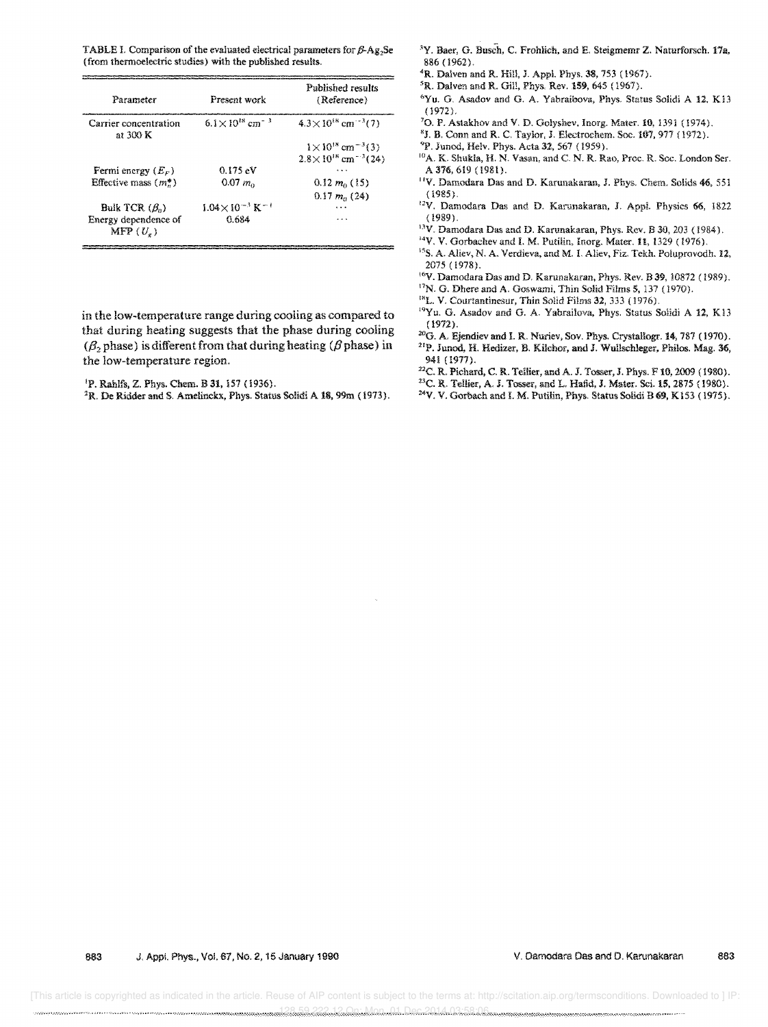TABLE I. Comparison of the evaluated electrical parameters for $\beta$-$Ag_2Se$ (from thermoelectric studies) with the published results.

| Parameter | Present work | Published results (Reference) |
|---|---|---|
| Carrier concentration at 300 K | $6.1\times10^{18}$ cm$^{-3}$ | $4.3\times10^{18}$ cm$^{-3}$(7) |
| | | $1\times10^{18}$ cm$^{-3}$(3) |
| | | $2.8\times10^{18}$ cm$^{-3}$(24) |
| Fermi energy ($E_F$) | 0.175 eV | ... |
| Effective mass ($m_n^*$) | 0.07 $m_0$ | 0.12 $m_0$ (15) |
| | | 0.17 $m_0$ (24) |
| Bulk TCR ($\beta_0$) | $1.04\times10^{-3}$ K$^{-1}$ | ... |
| Energy dependence of MFP ($U_g$) | 0.684 | ... |

in the low-temperature range during cooling as compared to that during heating suggests that the phase during cooling ($\beta_2$ phase) is different from that during heating ($\beta$ phase) in the low-temperature region.

[1] P. Rahlfs, Z. Phys. Chem. B **31**, 157 (1936).
[2] R. De Ridder and S. Amelinckx, Phys. Status Solidi A **18**, 99m (1973).
[3] Y. Baer, G. Busch, C. Frohlich, and E. Steigmemr Z. Naturforsch. **17a**, 886 (1962).
[4] R. Dalven and R. Hill, J. Appl. Phys. **38**, 753 (1967).
[5] R. Dalven and R. Gill, Phys. Rev. **159**, 645 (1967).
[6] Yu. G. Asadov and G. A. Yabraibova, Phys. Status Solidi A **12**, K13 (1972).
[7] O. P. Astakhov and V. D. Golyshev, Inorg. Mater. **10**, 1391 (1974).
[8] J. B. Conn and R. C. Taylor, J. Electrochem. Soc. **107**, 977 (1972).
[9] P. Junod, Helv. Phys. Acta **32**, 567 (1959).
[10] A. K. Shukla, H. N. Vasan, and C. N. R. Rao, Proc. R. Soc. London Ser. A **376**, 619 (1981).
[11] V. Damodara Das and D. Karunakaran, J. Phys. Chem. Solids **46**, 551 (1985).
[12] V. Damodara Das and D. Karunakaran, J. Appl. Physics **66**, 1822 (1989).
[13] V. Damodara Das and D. Karunakaran, Phys. Rev. B **30**, 203 (1984).
[14] V. V. Gorbachev and I. M. Putilin, Inorg. Mater. **11**, 1329 (1976).
[15] S. A. Aliev, N. A. Verdieva, and M. I. Aliev, Fiz. Tekh. Poluprovodh. **12**, 2075 (1978).
[16] V. Damodara Das and D. Karunakaran, Phys. Rev. B **39**, 10872 (1989).
[17] N. G. Dhere and A. Goswami, Thin Solid Films **5**, 137 (1970).
[18] L. V. Courtantinesur, Thin Solid Films **32**, 333 (1976).
[19] Yu. G. Asadov and G. A. Yabrailova, Phys. Status Solidi A **12**, K13 (1972).
[20] G. A. Ejendiev and I. R. Nuriev, Sov. Phys. Crystallogr. **14**, 787 (1970).
[21] P. Junod, H. Hedizer, B. Kilchor, and J. Wullschleger, Philos. Mag. **36**, 941 (1977).
[22] C. R. Pichard, C. R. Tellier, and A. J. Tosser, J. Phys. F **10**, 2009 (1980).
[23] C. R. Tellier, A. J. Tosser, and L. Hafid, J. Mater. Sci. **15**, 2875 (1980).
[24] V. V. Gorbach and I. M. Putilin, Phys. Status Solidi B **69**, K153 (1975).